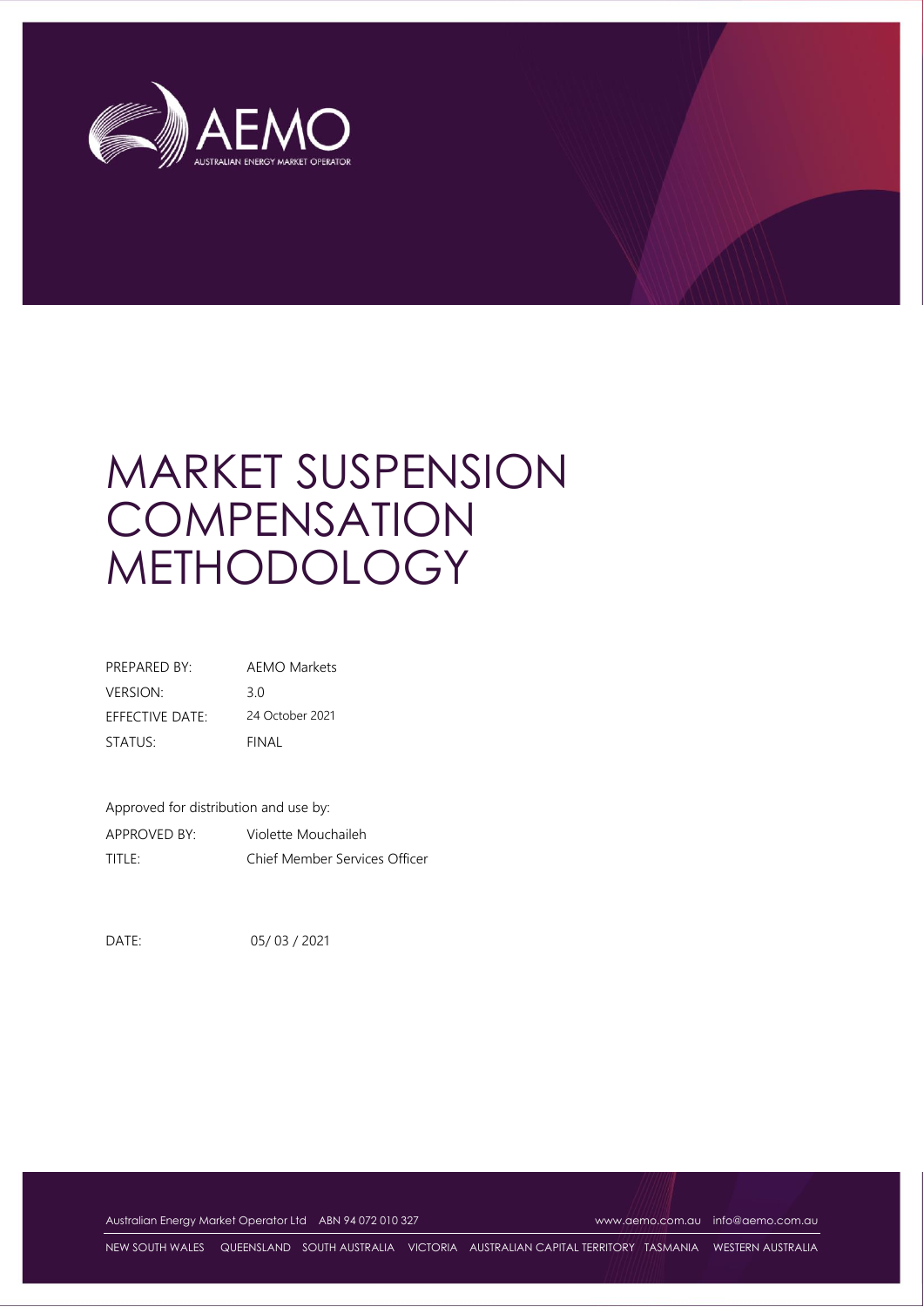AEMO

AUSTRALIAN ENERGY MARKET OPERATOR

# MARKET SUSPENSION COMPENSATION METHODOLOGY

| | |
|---|---|
| PREPARED BY: | AEMO Markets |
| VERSION: | 3.0 |
| EFFECTIVE DATE: | 24 October 2021 |
| STATUS: | FINAL |

Approved for distribution and use by:

| | |
|---|---|
| APPROVED BY: | Violette Mouchaileh |
| TITLE: | Chief Member Services Officer |

DATE: 05/ 03 / 2021

Australian Energy Market Operator Ltd ABN 94 072 010 327 www.aemo.com.au info@aemo.com.au

NEW SOUTH WALES QUEENSLAND SOUTH AUSTRALIA VICTORIA AUSTRALIAN CAPITAL TERRITORY TASMANIA WESTERN AUSTRALIA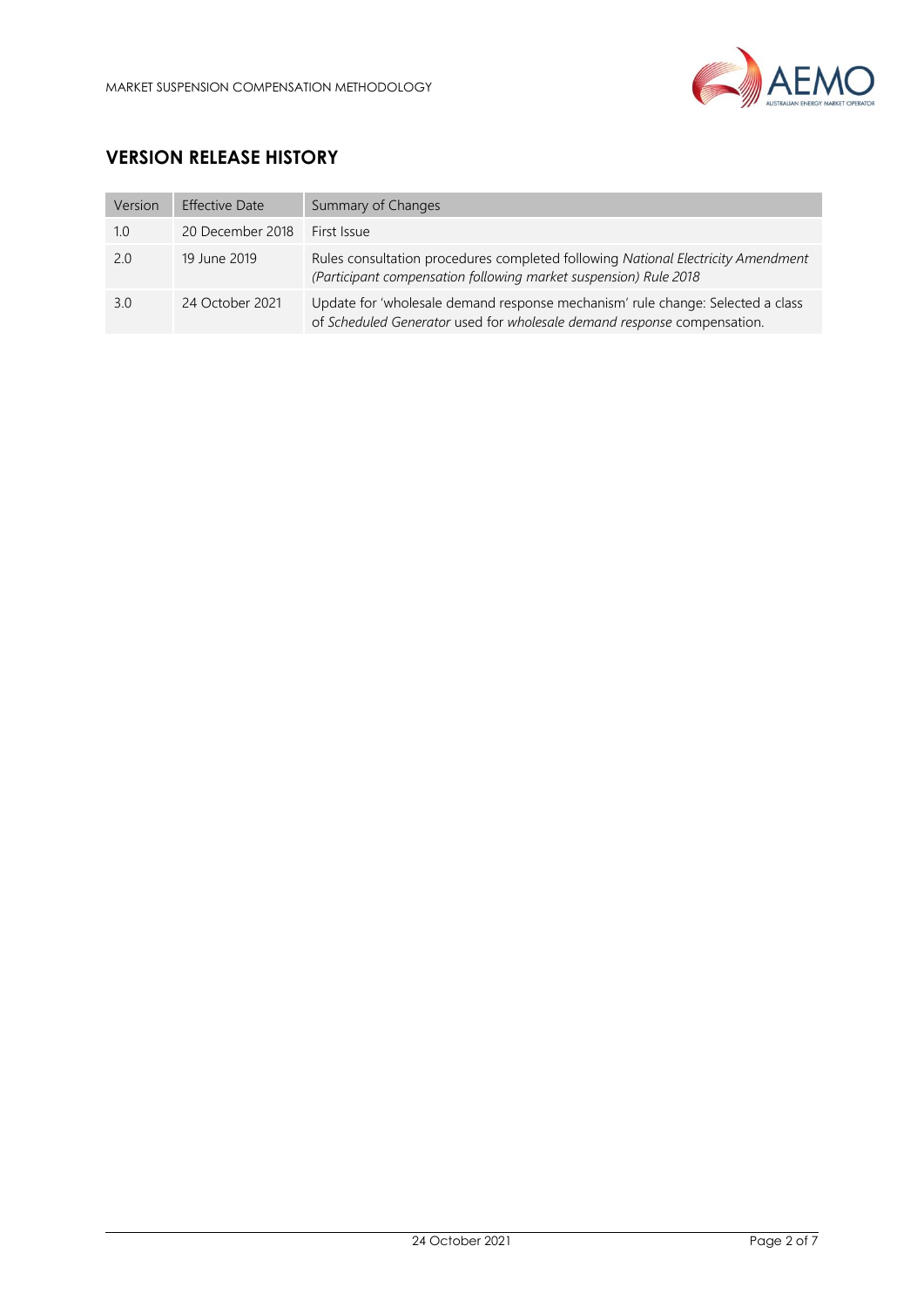## VERSION RELEASE HISTORY

| Version | Effective Date | Summary of Changes |
|---|---|---|
| 1.0 | 20 December 2018 | First Issue |
| 2.0 | 19 June 2019 | Rules consultation procedures completed following *National Electricity Amendment (Participant compensation following market suspension) Rule 2018* |
| 3.0 | 24 October 2021 | Update for 'wholesale demand response mechanism' rule change: Selected a class of *Scheduled Generator* used for *wholesale demand response* compensation. |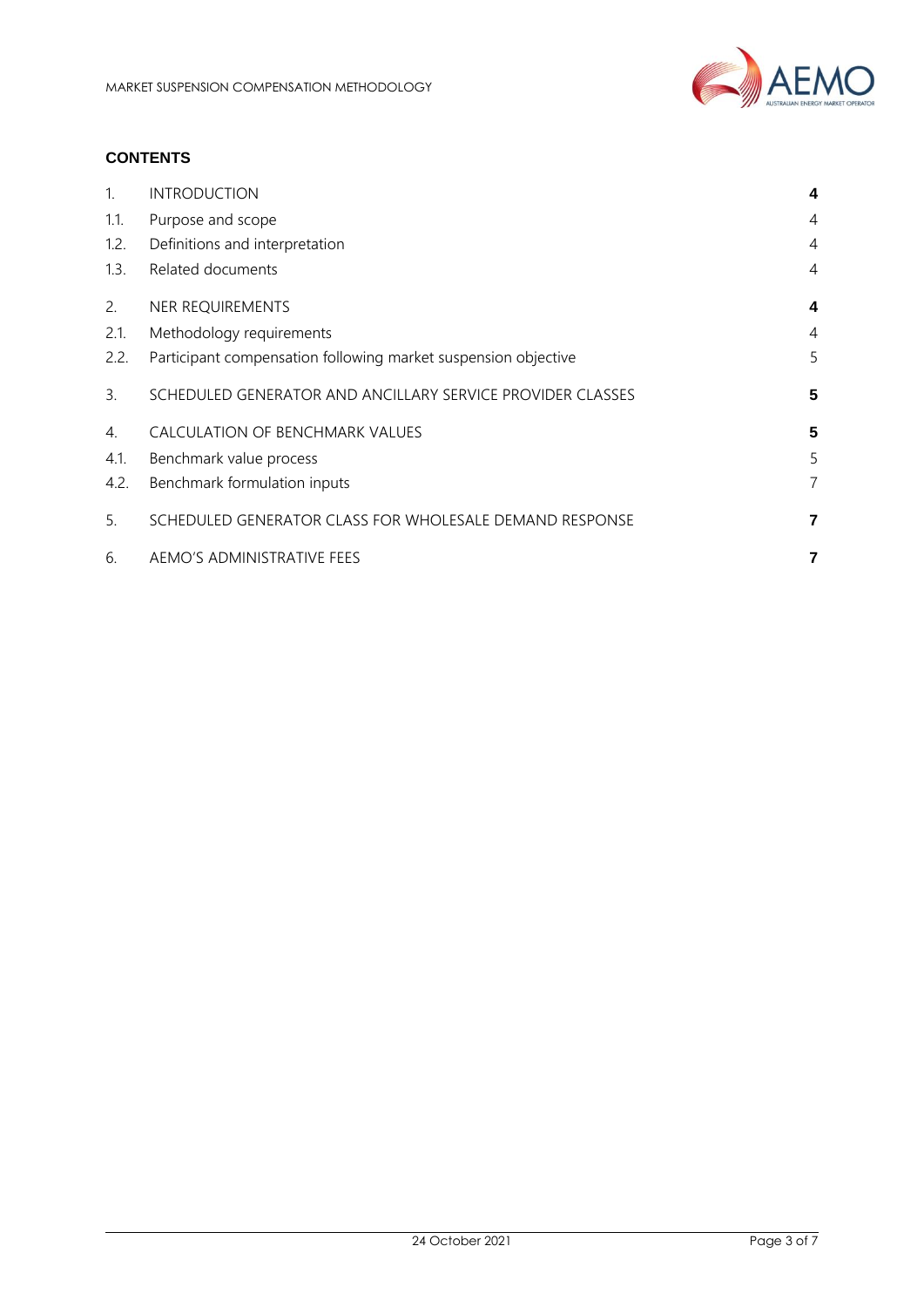**CONTENTS**

| | | |
|---|---|---|
| 1. | INTRODUCTION | **4** |
| 1.1. | Purpose and scope | 4 |
| 1.2. | Definitions and interpretation | 4 |
| 1.3. | Related documents | 4 |
| 2. | NER REQUIREMENTS | **4** |
| 2.1. | Methodology requirements | 4 |
| 2.2. | Participant compensation following market suspension objective | 5 |
| 3. | SCHEDULED GENERATOR AND ANCILLARY SERVICE PROVIDER CLASSES | **5** |
| 4. | CALCULATION OF BENCHMARK VALUES | **5** |
| 4.1. | Benchmark value process | 5 |
| 4.2. | Benchmark formulation inputs | 7 |
| 5. | SCHEDULED GENERATOR CLASS FOR WHOLESALE DEMAND RESPONSE | **7** |
| 6. | AEMO'S ADMINISTRATIVE FEES | **7** |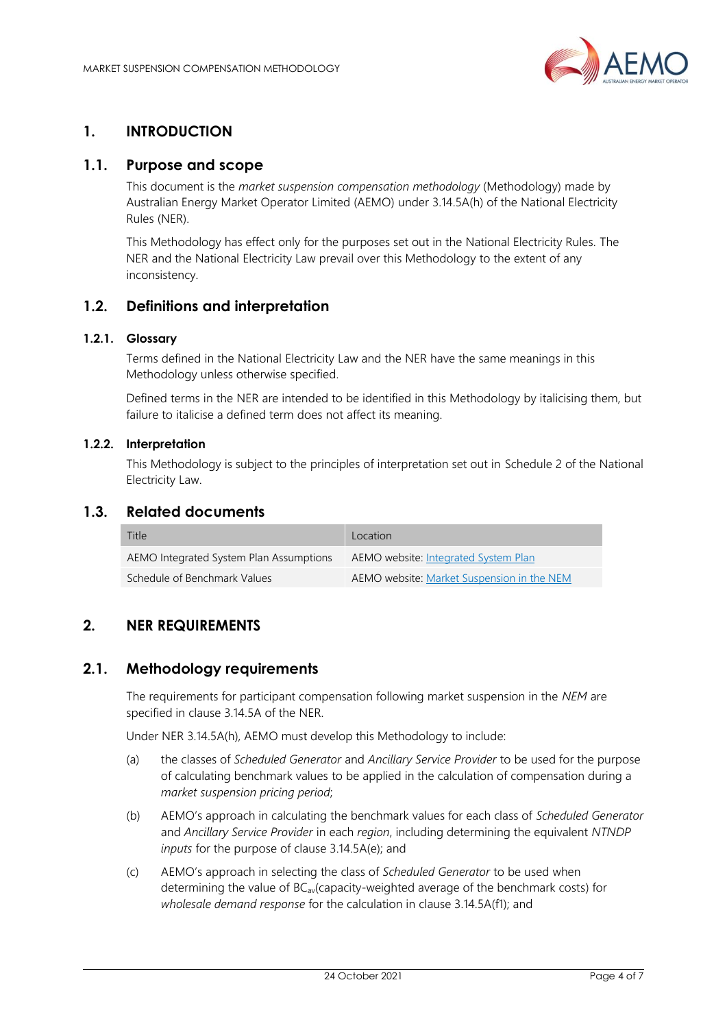# 1. INTRODUCTION

## 1.1. Purpose and scope

This document is the *market suspension compensation methodology* (Methodology) made by Australian Energy Market Operator Limited (AEMO) under 3.14.5A(h) of the National Electricity Rules (NER).

This Methodology has effect only for the purposes set out in the National Electricity Rules. The NER and the National Electricity Law prevail over this Methodology to the extent of any inconsistency.

## 1.2. Definitions and interpretation

### 1.2.1. Glossary

Terms defined in the National Electricity Law and the NER have the same meanings in this Methodology unless otherwise specified.

Defined terms in the NER are intended to be identified in this Methodology by italicising them, but failure to italicise a defined term does not affect its meaning.

### 1.2.2. Interpretation

This Methodology is subject to the principles of interpretation set out in Schedule 2 of the National Electricity Law.

## 1.3. Related documents

| Title | Location |
|---|---|
| AEMO Integrated System Plan Assumptions | AEMO website: Integrated System Plan |
| Schedule of Benchmark Values | AEMO website: Market Suspension in the NEM |

# 2. NER REQUIREMENTS

## 2.1. Methodology requirements

The requirements for participant compensation following market suspension in the *NEM* are specified in clause 3.14.5A of the NER.

Under NER 3.14.5A(h), AEMO must develop this Methodology to include:

(a) the classes of *Scheduled Generator* and *Ancillary Service Provider* to be used for the purpose of calculating benchmark values to be applied in the calculation of compensation during a *market suspension pricing period*;

(b) AEMO's approach in calculating the benchmark values for each class of *Scheduled Generator* and *Ancillary Service Provider* in each *region*, including determining the equivalent *NTNDP inputs* for the purpose of clause 3.14.5A(e); and

(c) AEMO's approach in selecting the class of *Scheduled Generator* to be used when determining the value of $BC_{av}$(capacity-weighted average of the benchmark costs) for *wholesale demand response* for the calculation in clause 3.14.5A(f1); and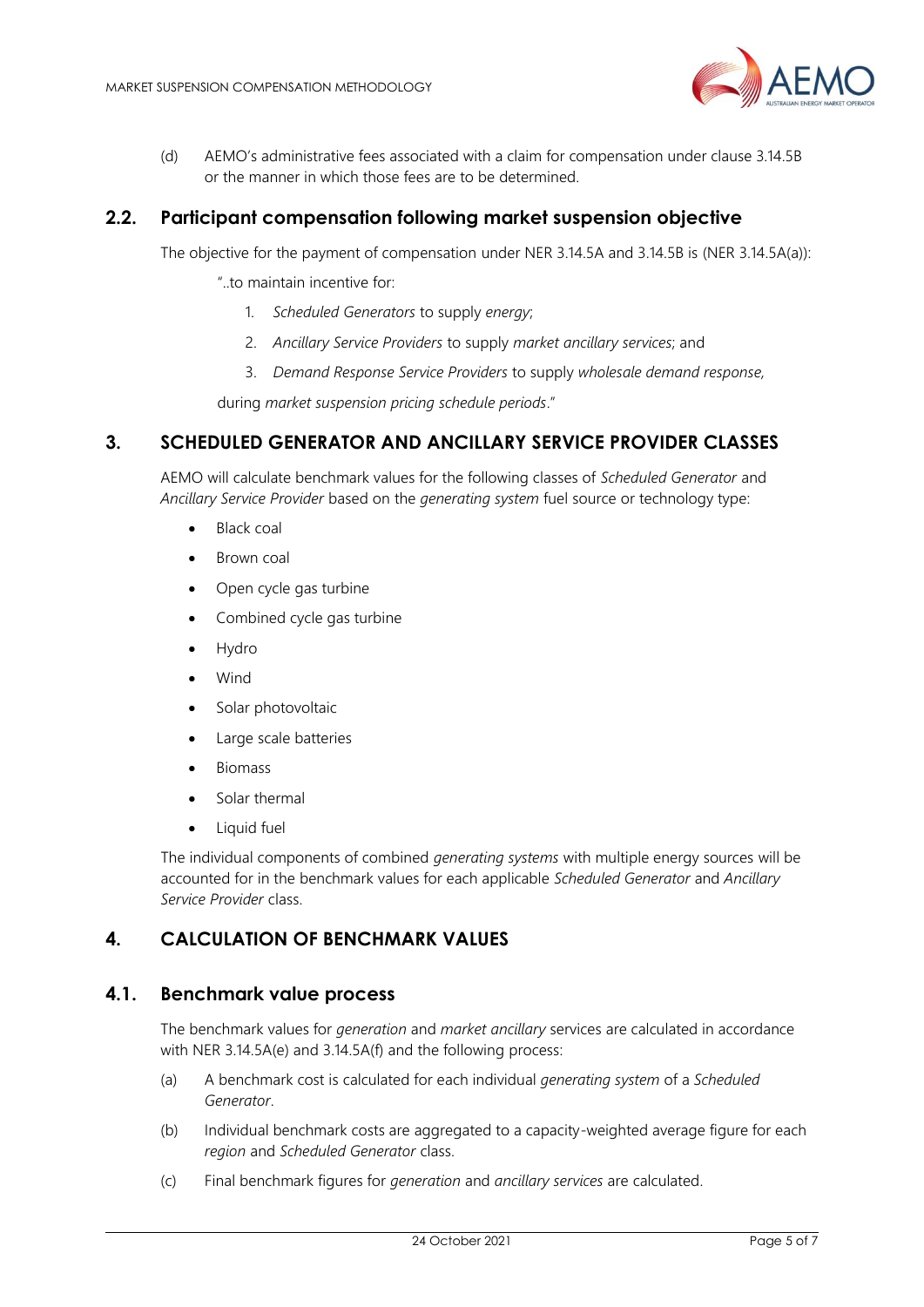(d) AEMO's administrative fees associated with a claim for compensation under clause 3.14.5B or the manner in which those fees are to be determined.

## 2.2. Participant compensation following market suspension objective

The objective for the payment of compensation under NER 3.14.5A and 3.14.5B is (NER 3.14.5A(a)):

"..to maintain incentive for:

1. *Scheduled Generators* to supply *energy*;
2. *Ancillary Service Providers* to supply *market ancillary services*; and
3. *Demand Response Service Providers* to supply *wholesale demand response,*

during *market suspension pricing schedule periods*."

# 3. SCHEDULED GENERATOR AND ANCILLARY SERVICE PROVIDER CLASSES

AEMO will calculate benchmark values for the following classes of *Scheduled Generator* and *Ancillary Service Provider* based on the *generating system* fuel source or technology type:

- Black coal
- Brown coal
- Open cycle gas turbine
- Combined cycle gas turbine
- Hydro
- Wind
- Solar photovoltaic
- Large scale batteries
- Biomass
- Solar thermal
- Liquid fuel

The individual components of combined *generating systems* with multiple energy sources will be accounted for in the benchmark values for each applicable *Scheduled Generator* and *Ancillary Service Provider* class.

# 4. CALCULATION OF BENCHMARK VALUES

## 4.1. Benchmark value process

The benchmark values for *generation* and *market ancillary* services are calculated in accordance with NER 3.14.5A(e) and 3.14.5A(f) and the following process:

(a) A benchmark cost is calculated for each individual *generating system* of a *Scheduled Generator*.

(b) Individual benchmark costs are aggregated to a capacity-weighted average figure for each *region* and *Scheduled Generator* class.

(c) Final benchmark figures for *generation* and *ancillary services* are calculated.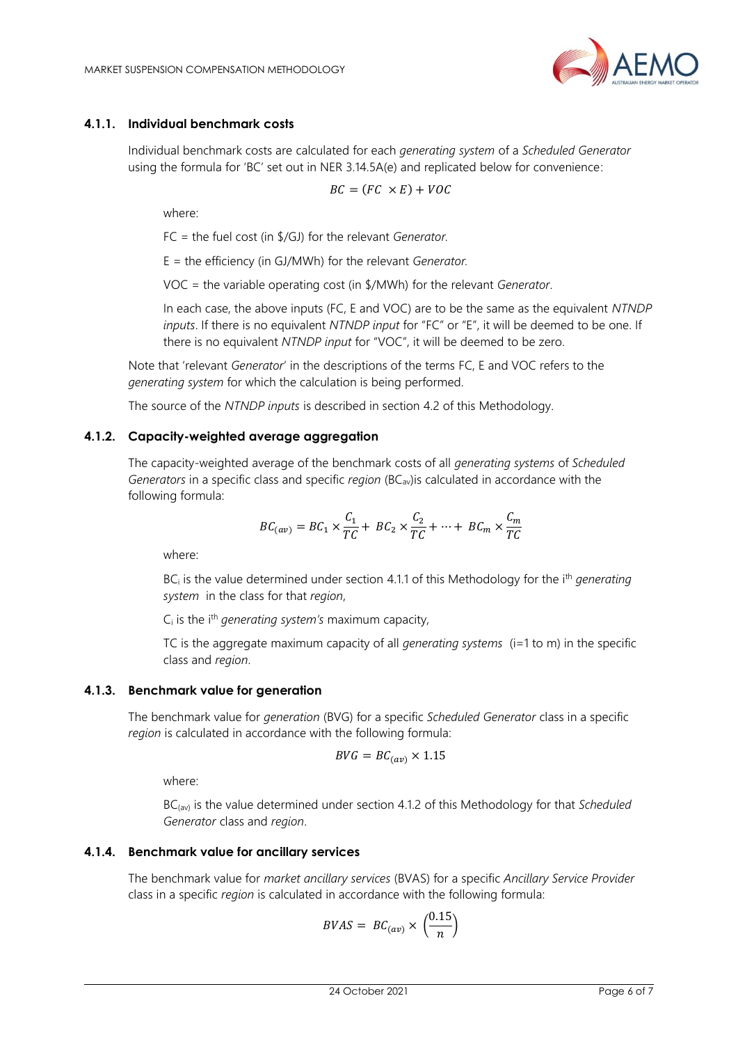### 4.1.1. Individual benchmark costs

Individual benchmark costs are calculated for each *generating system* of a *Scheduled Generator* using the formula for 'BC' set out in NER 3.14.5A(e) and replicated below for convenience:

$$BC = (FC \times E) + VOC$$

where:

FC = the fuel cost (in \$/GJ) for the relevant *Generator*.

E = the efficiency (in GJ/MWh) for the relevant *Generator*.

VOC = the variable operating cost (in \$/MWh) for the relevant *Generator*.

In each case, the above inputs (FC, E and VOC) are to be the same as the equivalent *NTNDP inputs*. If there is no equivalent *NTNDP input* for "FC" or "E", it will be deemed to be one. If there is no equivalent *NTNDP input* for "VOC", it will be deemed to be zero.

Note that 'relevant *Generator*' in the descriptions of the terms FC, E and VOC refers to the *generating system* for which the calculation is being performed.

The source of the *NTNDP inputs* is described in section 4.2 of this Methodology.

### 4.1.2. Capacity-weighted average aggregation

The capacity-weighted average of the benchmark costs of all *generating systems* of *Scheduled Generators* in a specific class and specific *region* ($BC_{av}$)is calculated in accordance with the following formula:

$$BC_{(av)} = BC_1 \times \frac{C_1}{TC} + BC_2 \times \frac{C_2}{TC} + \cdots + BC_m \times \frac{C_m}{TC}$$

where:

$BC_i$ is the value determined under section 4.1.1 of this Methodology for the i[th] *generating system* in the class for that *region*,

$C_i$ is the i[th] *generating system's* maximum capacity,

TC is the aggregate maximum capacity of all *generating systems* (i=1 to m) in the specific class and *region*.

### 4.1.3. Benchmark value for generation

The benchmark value for *generation* (BVG) for a specific *Scheduled Generator* class in a specific *region* is calculated in accordance with the following formula:

$$BVG = BC_{(av)} \times 1.15$$

where:

$BC_{(av)}$ is the value determined under section 4.1.2 of this Methodology for that *Scheduled Generator* class and *region*.

### 4.1.4. Benchmark value for ancillary services

The benchmark value for *market ancillary services* (BVAS) for a specific *Ancillary Service Provider* class in a specific *region* is calculated in accordance with the following formula:

$$BVAS = BC_{(av)} \times \left(\frac{0.15}{n}\right)$$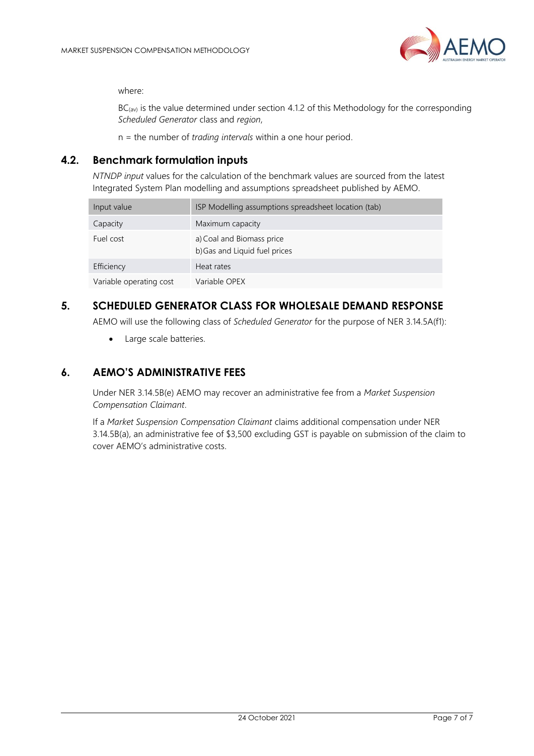where:

$BC_{(av)}$ is the value determined under section 4.1.2 of this Methodology for the corresponding *Scheduled Generator* class and *region*,

n = the number of *trading intervals* within a one hour period.

## 4.2. Benchmark formulation inputs

*NTNDP input* values for the calculation of the benchmark values are sourced from the latest Integrated System Plan modelling and assumptions spreadsheet published by AEMO.

| Input value | ISP Modelling assumptions spreadsheet location (tab) |
|---|---|
| Capacity | Maximum capacity |
| Fuel cost | a) Coal and Biomass price<br>b) Gas and Liquid fuel prices |
| Efficiency | Heat rates |
| Variable operating cost | Variable OPEX |

# 5. SCHEDULED GENERATOR CLASS FOR WHOLESALE DEMAND RESPONSE

AEMO will use the following class of *Scheduled Generator* for the purpose of NER 3.14.5A(f1):

- Large scale batteries.

# 6. AEMO'S ADMINISTRATIVE FEES

Under NER 3.14.5B(e) AEMO may recover an administrative fee from a *Market Suspension Compensation Claimant*.

If a *Market Suspension Compensation Claimant* claims additional compensation under NER 3.14.5B(a), an administrative fee of $3,500 excluding GST is payable on submission of the claim to cover AEMO's administrative costs.